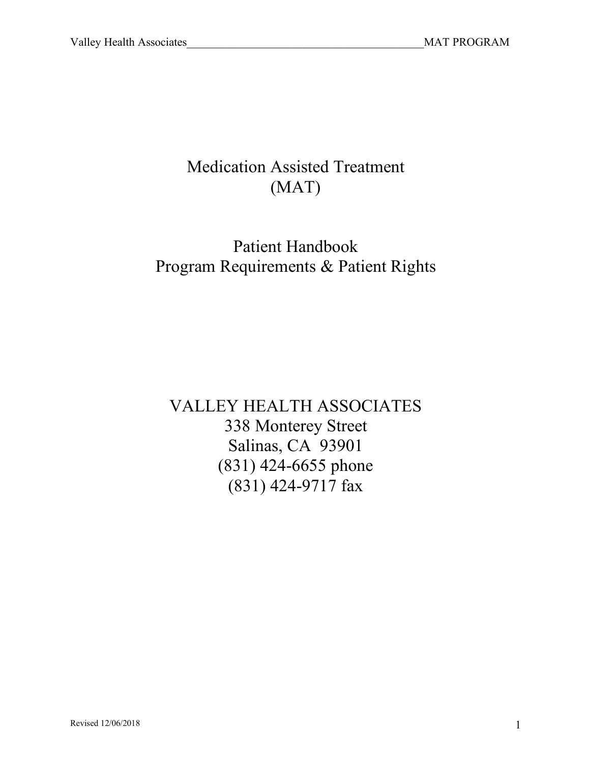# Medication Assisted Treatment
# (MAT)

## Patient Handbook
## Program Requirements & Patient Rights

VALLEY HEALTH ASSOCIATES
338 Monterey Street
Salinas, CA 93901
(831) 424-6655 phone
(831) 424-9717 fax

Revised 12/06/2018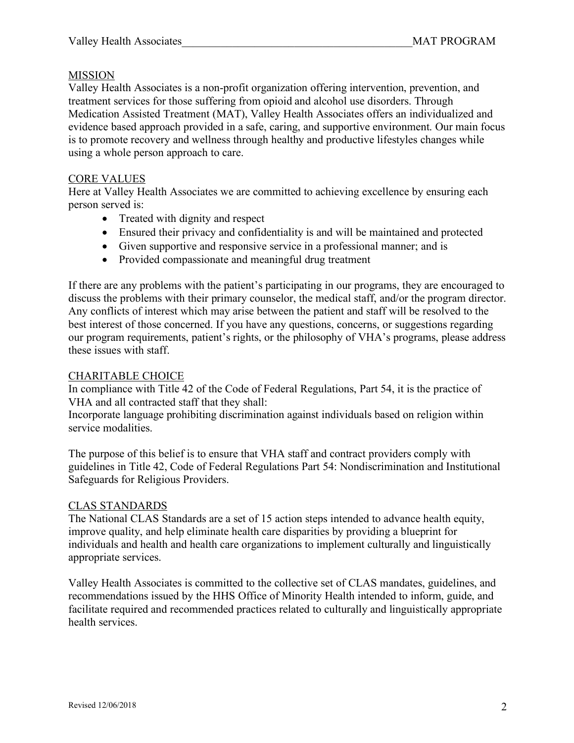## MISSION

Valley Health Associates is a non-profit organization offering intervention, prevention, and treatment services for those suffering from opioid and alcohol use disorders. Through Medication Assisted Treatment (MAT), Valley Health Associates offers an individualized and evidence based approach provided in a safe, caring, and supportive environment. Our main focus is to promote recovery and wellness through healthy and productive lifestyles changes while using a whole person approach to care.

## CORE VALUES

Here at Valley Health Associates we are committed to achieving excellence by ensuring each person served is:

- Treated with dignity and respect
- Ensured their privacy and confidentiality is and will be maintained and protected
- Given supportive and responsive service in a professional manner; and is
- Provided compassionate and meaningful drug treatment

If there are any problems with the patient's participating in our programs, they are encouraged to discuss the problems with their primary counselor, the medical staff, and/or the program director. Any conflicts of interest which may arise between the patient and staff will be resolved to the best interest of those concerned. If you have any questions, concerns, or suggestions regarding our program requirements, patient's rights, or the philosophy of VHA's programs, please address these issues with staff.

## CHARITABLE CHOICE

In compliance with Title 42 of the Code of Federal Regulations, Part 54, it is the practice of VHA and all contracted staff that they shall:
Incorporate language prohibiting discrimination against individuals based on religion within service modalities.

The purpose of this belief is to ensure that VHA staff and contract providers comply with guidelines in Title 42, Code of Federal Regulations Part 54: Nondiscrimination and Institutional Safeguards for Religious Providers.

## CLAS STANDARDS

The National CLAS Standards are a set of 15 action steps intended to advance health equity, improve quality, and help eliminate health care disparities by providing a blueprint for individuals and health and health care organizations to implement culturally and linguistically appropriate services.

Valley Health Associates is committed to the collective set of CLAS mandates, guidelines, and recommendations issued by the HHS Office of Minority Health intended to inform, guide, and facilitate required and recommended practices related to culturally and linguistically appropriate health services.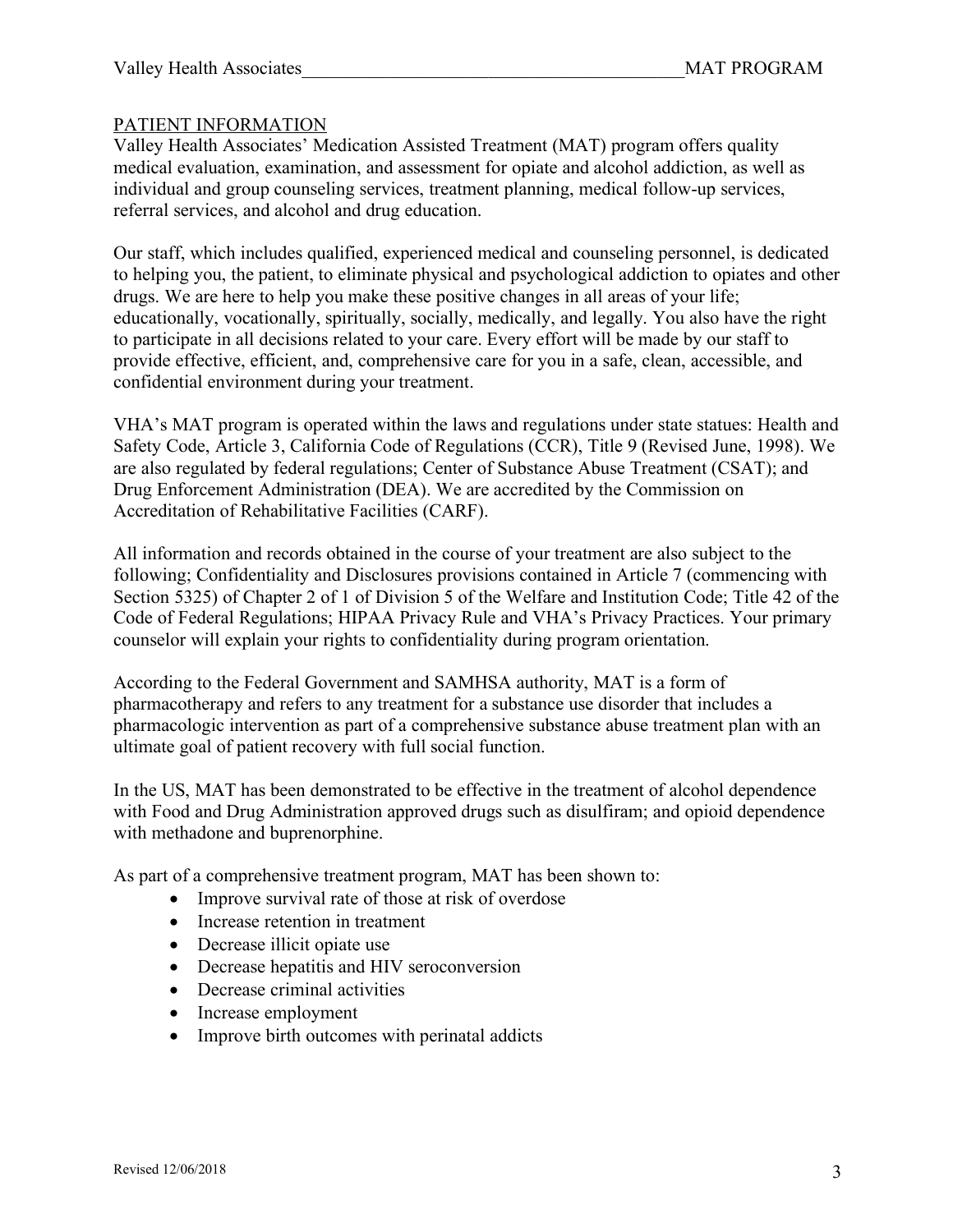## PATIENT INFORMATION

Valley Health Associates' Medication Assisted Treatment (MAT) program offers quality medical evaluation, examination, and assessment for opiate and alcohol addiction, as well as individual and group counseling services, treatment planning, medical follow-up services, referral services, and alcohol and drug education.

Our staff, which includes qualified, experienced medical and counseling personnel, is dedicated to helping you, the patient, to eliminate physical and psychological addiction to opiates and other drugs. We are here to help you make these positive changes in all areas of your life; educationally, vocationally, spiritually, socially, medically, and legally. You also have the right to participate in all decisions related to your care. Every effort will be made by our staff to provide effective, efficient, and, comprehensive care for you in a safe, clean, accessible, and confidential environment during your treatment.

VHA's MAT program is operated within the laws and regulations under state statues: Health and Safety Code, Article 3, California Code of Regulations (CCR), Title 9 (Revised June, 1998). We are also regulated by federal regulations; Center of Substance Abuse Treatment (CSAT); and Drug Enforcement Administration (DEA). We are accredited by the Commission on Accreditation of Rehabilitative Facilities (CARF).

All information and records obtained in the course of your treatment are also subject to the following; Confidentiality and Disclosures provisions contained in Article 7 (commencing with Section 5325) of Chapter 2 of 1 of Division 5 of the Welfare and Institution Code; Title 42 of the Code of Federal Regulations; HIPAA Privacy Rule and VHA's Privacy Practices. Your primary counselor will explain your rights to confidentiality during program orientation.

According to the Federal Government and SAMHSA authority, MAT is a form of pharmacotherapy and refers to any treatment for a substance use disorder that includes a pharmacologic intervention as part of a comprehensive substance abuse treatment plan with an ultimate goal of patient recovery with full social function.

In the US, MAT has been demonstrated to be effective in the treatment of alcohol dependence with Food and Drug Administration approved drugs such as disulfiram; and opioid dependence with methadone and buprenorphine.

As part of a comprehensive treatment program, MAT has been shown to:

- Improve survival rate of those at risk of overdose
- Increase retention in treatment
- Decrease illicit opiate use
- Decrease hepatitis and HIV seroconversion
- Decrease criminal activities
- Increase employment
- Improve birth outcomes with perinatal addicts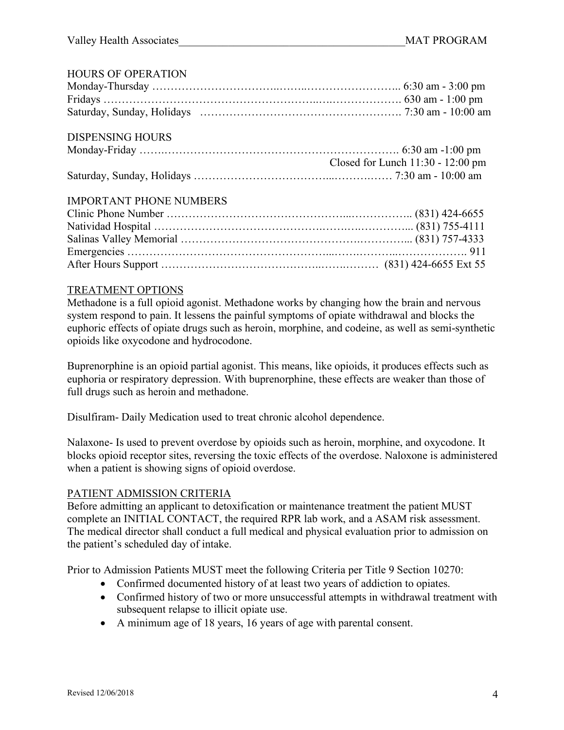## HOURS OF OPERATION

| | |
|---|---|
| Monday-Thursday | 6:30 am - 3:00 pm |
| Fridays | 630 am - 1:00 pm |
| Saturday, Sunday, Holidays | 7:30 am - 10:00 am |

## DISPENSING HOURS

| | |
|---|---|
| Monday-Friday | 6:30 am -1:00 pm |
| | Closed for Lunch 11:30 - 12:00 pm |
| Saturday, Sunday, Holidays | 7:30 am - 10:00 am |

## IMPORTANT PHONE NUMBERS

| | |
|---|---|
| Clinic Phone Number | (831) 424-6655 |
| Natividad Hospital | (831) 755-4111 |
| Salinas Valley Memorial | (831) 757-4333 |
| Emergencies | 911 |
| After Hours Support | (831) 424-6655 Ext 55 |

## TREATMENT OPTIONS

Methadone is a full opioid agonist. Methadone works by changing how the brain and nervous system respond to pain. It lessens the painful symptoms of opiate withdrawal and blocks the euphoric effects of opiate drugs such as heroin, morphine, and codeine, as well as semi-synthetic opioids like oxycodone and hydrocodone.

Buprenorphine is an opioid partial agonist. This means, like opioids, it produces effects such as euphoria or respiratory depression. With buprenorphine, these effects are weaker than those of full drugs such as heroin and methadone.

Disulfiram- Daily Medication used to treat chronic alcohol dependence.

Nalaxone- Is used to prevent overdose by opioids such as heroin, morphine, and oxycodone. It blocks opioid receptor sites, reversing the toxic effects of the overdose. Naloxone is administered when a patient is showing signs of opioid overdose.

## PATIENT ADMISSION CRITERIA

Before admitting an applicant to detoxification or maintenance treatment the patient MUST complete an INITIAL CONTACT, the required RPR lab work, and a ASAM risk assessment. The medical director shall conduct a full medical and physical evaluation prior to admission on the patient's scheduled day of intake.

Prior to Admission Patients MUST meet the following Criteria per Title 9 Section 10270:

- Confirmed documented history of at least two years of addiction to opiates.
- Confirmed history of two or more unsuccessful attempts in withdrawal treatment with subsequent relapse to illicit opiate use.
- A minimum age of 18 years, 16 years of age with parental consent.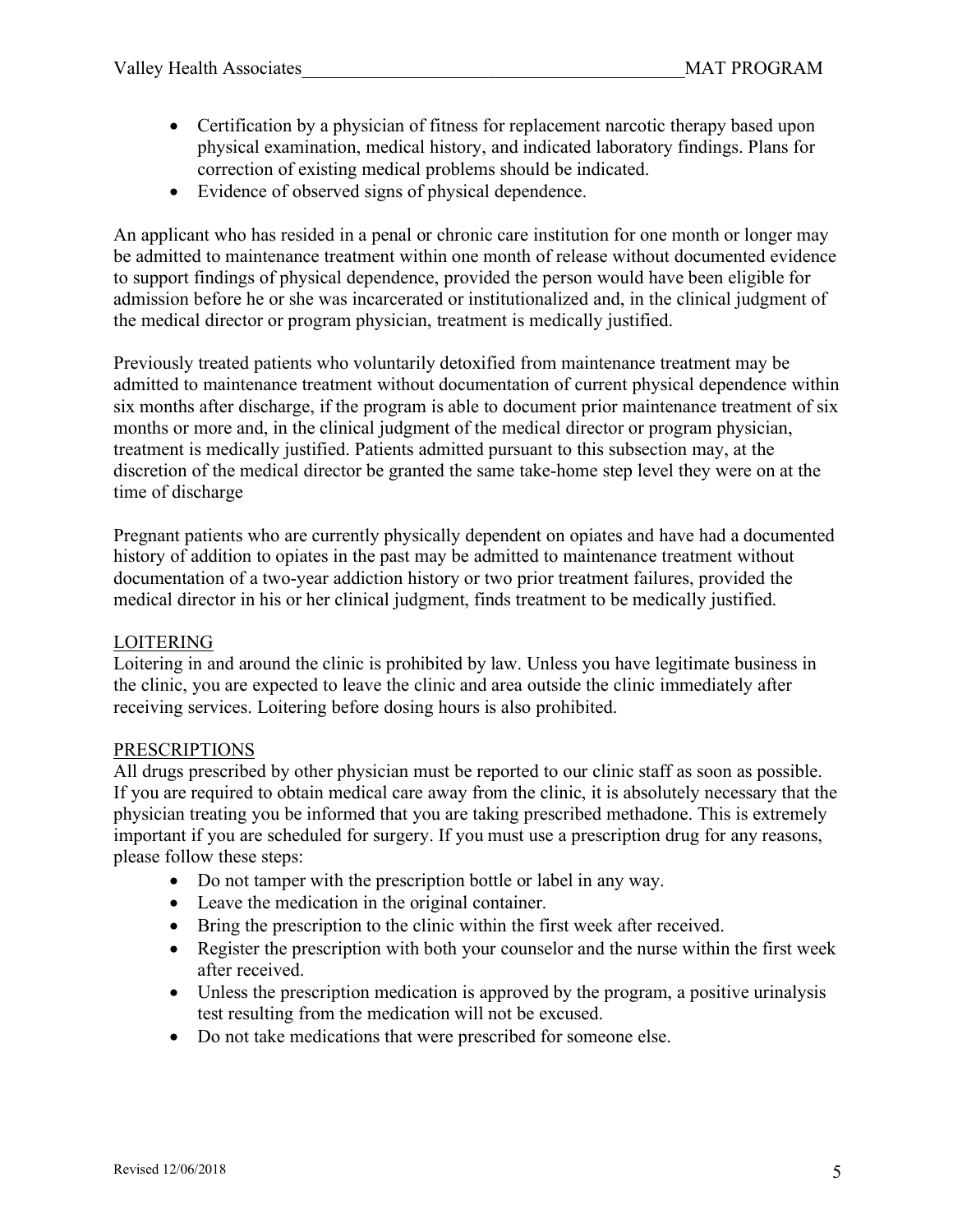- Certification by a physician of fitness for replacement narcotic therapy based upon physical examination, medical history, and indicated laboratory findings. Plans for correction of existing medical problems should be indicated.
- Evidence of observed signs of physical dependence.

An applicant who has resided in a penal or chronic care institution for one month or longer may be admitted to maintenance treatment within one month of release without documented evidence to support findings of physical dependence, provided the person would have been eligible for admission before he or she was incarcerated or institutionalized and, in the clinical judgment of the medical director or program physician, treatment is medically justified.

Previously treated patients who voluntarily detoxified from maintenance treatment may be admitted to maintenance treatment without documentation of current physical dependence within six months after discharge, if the program is able to document prior maintenance treatment of six months or more and, in the clinical judgment of the medical director or program physician, treatment is medically justified. Patients admitted pursuant to this subsection may, at the discretion of the medical director be granted the same take-home step level they were on at the time of discharge

Pregnant patients who are currently physically dependent on opiates and have had a documented history of addition to opiates in the past may be admitted to maintenance treatment without documentation of a two-year addiction history or two prior treatment failures, provided the medical director in his or her clinical judgment, finds treatment to be medically justified.

## LOITERING

Loitering in and around the clinic is prohibited by law. Unless you have legitimate business in the clinic, you are expected to leave the clinic and area outside the clinic immediately after receiving services. Loitering before dosing hours is also prohibited.

## PRESCRIPTIONS

All drugs prescribed by other physician must be reported to our clinic staff as soon as possible. If you are required to obtain medical care away from the clinic, it is absolutely necessary that the physician treating you be informed that you are taking prescribed methadone. This is extremely important if you are scheduled for surgery. If you must use a prescription drug for any reasons, please follow these steps:

- Do not tamper with the prescription bottle or label in any way.
- Leave the medication in the original container.
- Bring the prescription to the clinic within the first week after received.
- Register the prescription with both your counselor and the nurse within the first week after received.
- Unless the prescription medication is approved by the program, a positive urinalysis test resulting from the medication will not be excused.
- Do not take medications that were prescribed for someone else.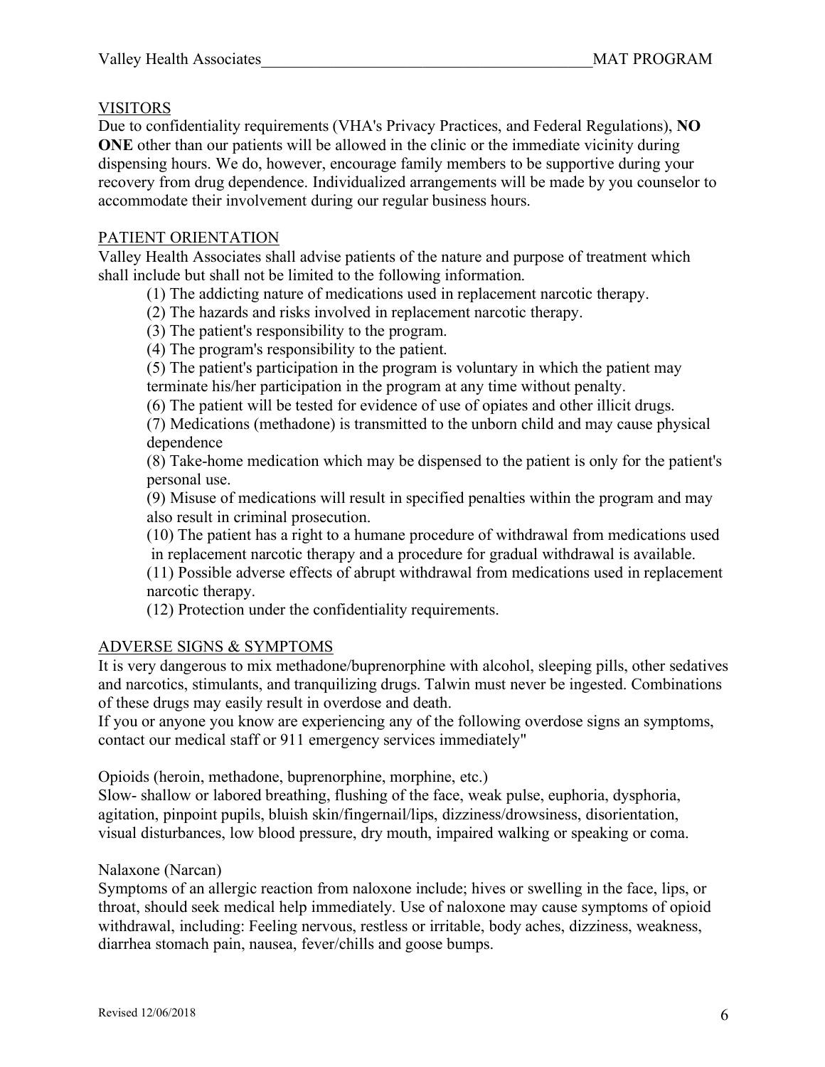## VISITORS

Due to confidentiality requirements (VHA's Privacy Practices, and Federal Regulations), **NO ONE** other than our patients will be allowed in the clinic or the immediate vicinity during dispensing hours. We do, however, encourage family members to be supportive during your recovery from drug dependence. Individualized arrangements will be made by you counselor to accommodate their involvement during our regular business hours.

## PATIENT ORIENTATION

Valley Health Associates shall advise patients of the nature and purpose of treatment which shall include but shall not be limited to the following information.

(1) The addicting nature of medications used in replacement narcotic therapy.

(2) The hazards and risks involved in replacement narcotic therapy.

(3) The patient's responsibility to the program.

(4) The program's responsibility to the patient.

(5) The patient's participation in the program is voluntary in which the patient may terminate his/her participation in the program at any time without penalty.

(6) The patient will be tested for evidence of use of opiates and other illicit drugs.

(7) Medications (methadone) is transmitted to the unborn child and may cause physical dependence

(8) Take-home medication which may be dispensed to the patient is only for the patient's personal use.

(9) Misuse of medications will result in specified penalties within the program and may also result in criminal prosecution.

(10) The patient has a right to a humane procedure of withdrawal from medications used in replacement narcotic therapy and a procedure for gradual withdrawal is available.

(11) Possible adverse effects of abrupt withdrawal from medications used in replacement narcotic therapy.

(12) Protection under the confidentiality requirements.

## ADVERSE SIGNS & SYMPTOMS

It is very dangerous to mix methadone/buprenorphine with alcohol, sleeping pills, other sedatives and narcotics, stimulants, and tranquilizing drugs. Talwin must never be ingested. Combinations of these drugs may easily result in overdose and death.

If you or anyone you know are experiencing any of the following overdose signs an symptoms, contact our medical staff or 911 emergency services immediately"

Opioids (heroin, methadone, buprenorphine, morphine, etc.)

Slow- shallow or labored breathing, flushing of the face, weak pulse, euphoria, dysphoria, agitation, pinpoint pupils, bluish skin/fingernail/lips, dizziness/drowsiness, disorientation, visual disturbances, low blood pressure, dry mouth, impaired walking or speaking or coma.

Nalaxone (Narcan)

Symptoms of an allergic reaction from naloxone include; hives or swelling in the face, lips, or throat, should seek medical help immediately. Use of naloxone may cause symptoms of opioid withdrawal, including: Feeling nervous, restless or irritable, body aches, dizziness, weakness, diarrhea stomach pain, nausea, fever/chills and goose bumps.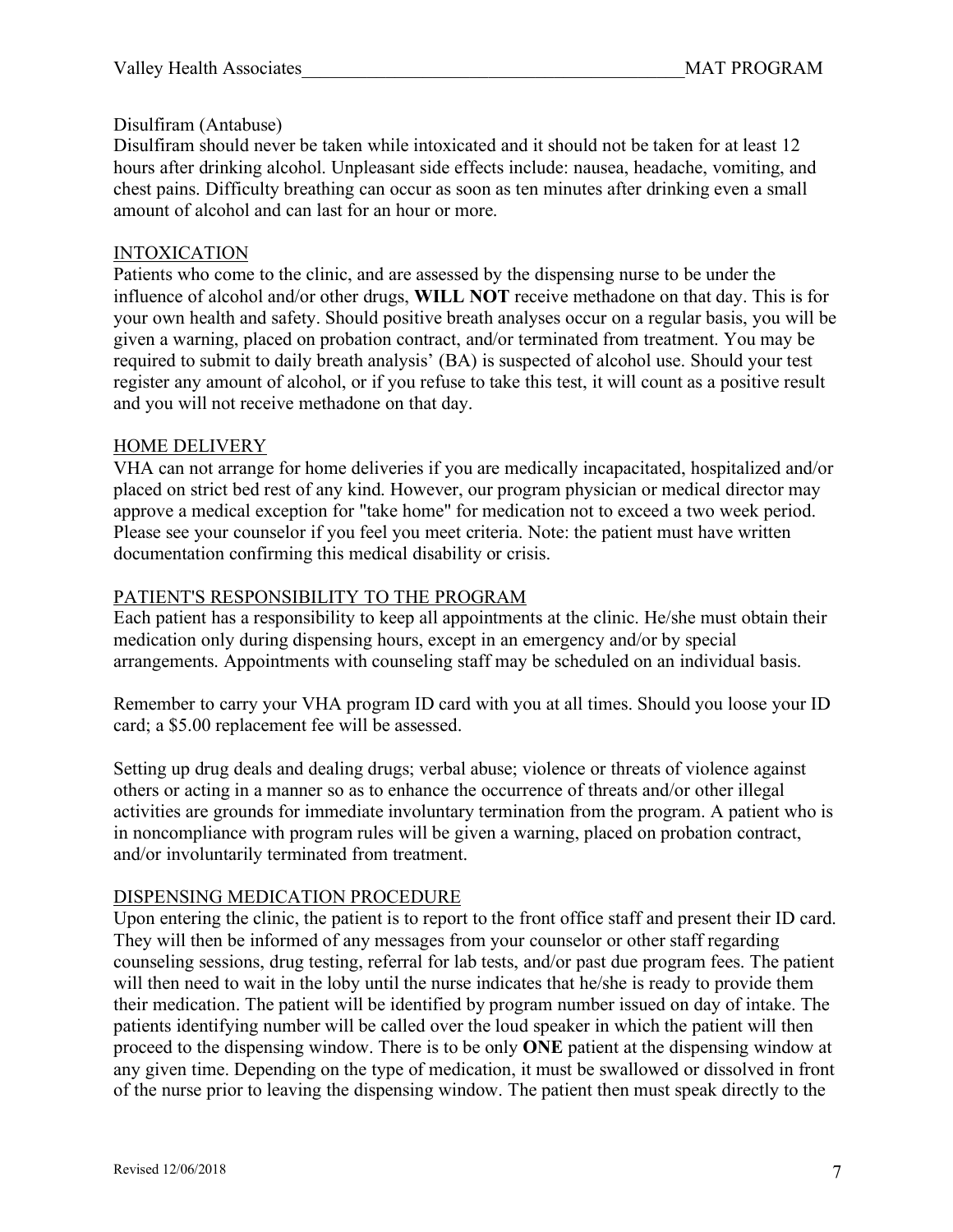Disulfiram (Antabuse)

Disulfiram should never be taken while intoxicated and it should not be taken for at least 12 hours after drinking alcohol. Unpleasant side effects include: nausea, headache, vomiting, and chest pains. Difficulty breathing can occur as soon as ten minutes after drinking even a small amount of alcohol and can last for an hour or more.

## INTOXICATION

Patients who come to the clinic, and are assessed by the dispensing nurse to be under the influence of alcohol and/or other drugs, **WILL NOT** receive methadone on that day. This is for your own health and safety. Should positive breath analyses occur on a regular basis, you will be given a warning, placed on probation contract, and/or terminated from treatment. You may be required to submit to daily breath analysis' (BA) is suspected of alcohol use. Should your test register any amount of alcohol, or if you refuse to take this test, it will count as a positive result and you will not receive methadone on that day.

## HOME DELIVERY

VHA can not arrange for home deliveries if you are medically incapacitated, hospitalized and/or placed on strict bed rest of any kind. However, our program physician or medical director may approve a medical exception for "take home" for medication not to exceed a two week period. Please see your counselor if you feel you meet criteria. Note: the patient must have written documentation confirming this medical disability or crisis.

## PATIENT'S RESPONSIBILITY TO THE PROGRAM

Each patient has a responsibility to keep all appointments at the clinic. He/she must obtain their medication only during dispensing hours, except in an emergency and/or by special arrangements. Appointments with counseling staff may be scheduled on an individual basis.

Remember to carry your VHA program ID card with you at all times. Should you loose your ID card; a $5.00 replacement fee will be assessed.

Setting up drug deals and dealing drugs; verbal abuse; violence or threats of violence against others or acting in a manner so as to enhance the occurrence of threats and/or other illegal activities are grounds for immediate involuntary termination from the program. A patient who is in noncompliance with program rules will be given a warning, placed on probation contract, and/or involuntarily terminated from treatment.

## DISPENSING MEDICATION PROCEDURE

Upon entering the clinic, the patient is to report to the front office staff and present their ID card. They will then be informed of any messages from your counselor or other staff regarding counseling sessions, drug testing, referral for lab tests, and/or past due program fees. The patient will then need to wait in the loby until the nurse indicates that he/she is ready to provide them their medication. The patient will be identified by program number issued on day of intake. The patients identifying number will be called over the loud speaker in which the patient will then proceed to the dispensing window. There is to be only **ONE** patient at the dispensing window at any given time. Depending on the type of medication, it must be swallowed or dissolved in front of the nurse prior to leaving the dispensing window. The patient then must speak directly to the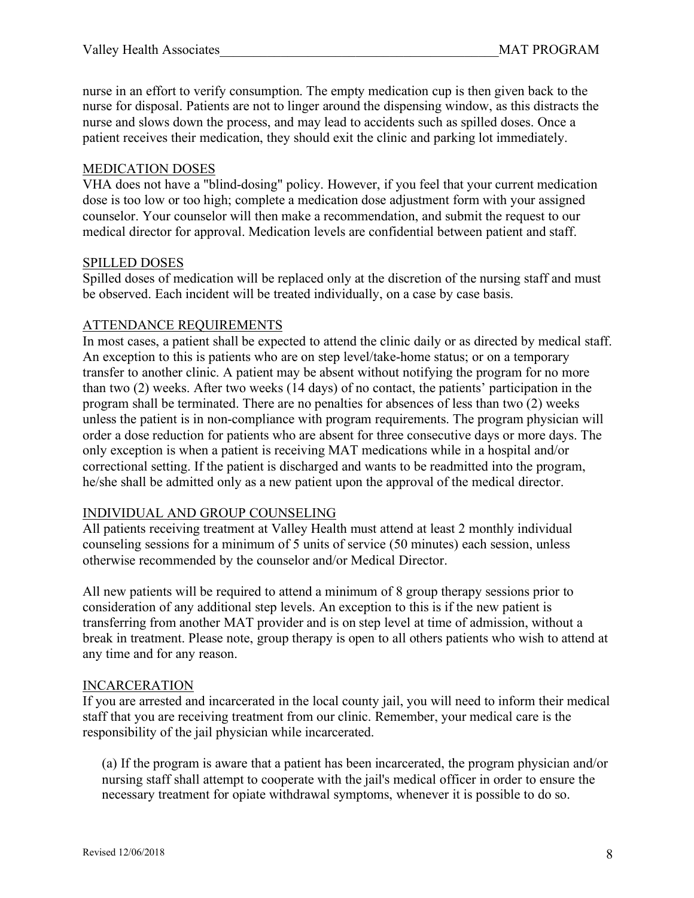nurse in an effort to verify consumption. The empty medication cup is then given back to the nurse for disposal. Patients are not to linger around the dispensing window, as this distracts the nurse and slows down the process, and may lead to accidents such as spilled doses. Once a patient receives their medication, they should exit the clinic and parking lot immediately.

## MEDICATION DOSES

VHA does not have a "blind-dosing" policy. However, if you feel that your current medication dose is too low or too high; complete a medication dose adjustment form with your assigned counselor. Your counselor will then make a recommendation, and submit the request to our medical director for approval. Medication levels are confidential between patient and staff.

## SPILLED DOSES

Spilled doses of medication will be replaced only at the discretion of the nursing staff and must be observed. Each incident will be treated individually, on a case by case basis.

## ATTENDANCE REQUIREMENTS

In most cases, a patient shall be expected to attend the clinic daily or as directed by medical staff. An exception to this is patients who are on step level/take-home status; or on a temporary transfer to another clinic. A patient may be absent without notifying the program for no more than two (2) weeks. After two weeks (14 days) of no contact, the patients' participation in the program shall be terminated. There are no penalties for absences of less than two (2) weeks unless the patient is in non-compliance with program requirements. The program physician will order a dose reduction for patients who are absent for three consecutive days or more days. The only exception is when a patient is receiving MAT medications while in a hospital and/or correctional setting. If the patient is discharged and wants to be readmitted into the program, he/she shall be admitted only as a new patient upon the approval of the medical director.

## INDIVIDUAL AND GROUP COUNSELING

All patients receiving treatment at Valley Health must attend at least 2 monthly individual counseling sessions for a minimum of 5 units of service (50 minutes) each session, unless otherwise recommended by the counselor and/or Medical Director.

All new patients will be required to attend a minimum of 8 group therapy sessions prior to consideration of any additional step levels. An exception to this is if the new patient is transferring from another MAT provider and is on step level at time of admission, without a break in treatment. Please note, group therapy is open to all others patients who wish to attend at any time and for any reason.

## INCARCERATION

If you are arrested and incarcerated in the local county jail, you will need to inform their medical staff that you are receiving treatment from our clinic. Remember, your medical care is the responsibility of the jail physician while incarcerated.

(a) If the program is aware that a patient has been incarcerated, the program physician and/or nursing staff shall attempt to cooperate with the jail's medical officer in order to ensure the necessary treatment for opiate withdrawal symptoms, whenever it is possible to do so.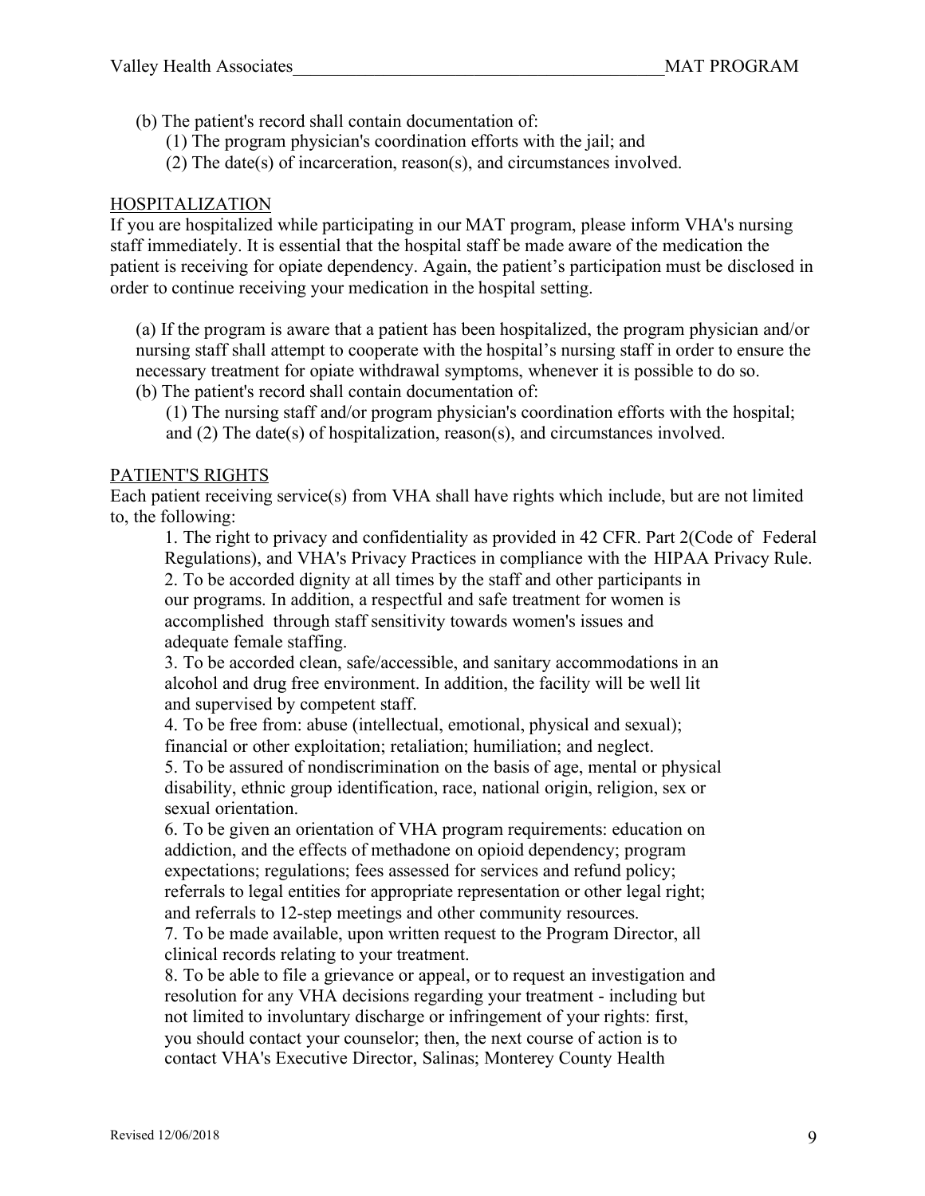(b) The patient's record shall contain documentation of:

(1) The program physician's coordination efforts with the jail; and

(2) The date(s) of incarceration, reason(s), and circumstances involved.

## HOSPITALIZATION

If you are hospitalized while participating in our MAT program, please inform VHA's nursing staff immediately. It is essential that the hospital staff be made aware of the medication the patient is receiving for opiate dependency. Again, the patient's participation must be disclosed in order to continue receiving your medication in the hospital setting.

(a) If the program is aware that a patient has been hospitalized, the program physician and/or nursing staff shall attempt to cooperate with the hospital's nursing staff in order to ensure the necessary treatment for opiate withdrawal symptoms, whenever it is possible to do so.

(b) The patient's record shall contain documentation of:

(1) The nursing staff and/or program physician's coordination efforts with the hospital; and (2) The date(s) of hospitalization, reason(s), and circumstances involved.

## PATIENT'S RIGHTS

Each patient receiving service(s) from VHA shall have rights which include, but are not limited to, the following:

1. The right to privacy and confidentiality as provided in 42 CFR. Part 2(Code of Federal Regulations), and VHA's Privacy Practices in compliance with the HIPAA Privacy Rule.
2. To be accorded dignity at all times by the staff and other participants in our programs. In addition, a respectful and safe treatment for women is accomplished through staff sensitivity towards women's issues and adequate female staffing.
3. To be accorded clean, safe/accessible, and sanitary accommodations in an alcohol and drug free environment. In addition, the facility will be well lit and supervised by competent staff.
4. To be free from: abuse (intellectual, emotional, physical and sexual); financial or other exploitation; retaliation; humiliation; and neglect.
5. To be assured of nondiscrimination on the basis of age, mental or physical disability, ethnic group identification, race, national origin, religion, sex or sexual orientation.
6. To be given an orientation of VHA program requirements: education on addiction, and the effects of methadone on opioid dependency; program expectations; regulations; fees assessed for services and refund policy; referrals to legal entities for appropriate representation or other legal right; and referrals to 12-step meetings and other community resources.
7. To be made available, upon written request to the Program Director, all clinical records relating to your treatment.
8. To be able to file a grievance or appeal, or to request an investigation and resolution for any VHA decisions regarding your treatment - including but not limited to involuntary discharge or infringement of your rights: first, you should contact your counselor; then, the next course of action is to contact VHA's Executive Director, Salinas; Monterey County Health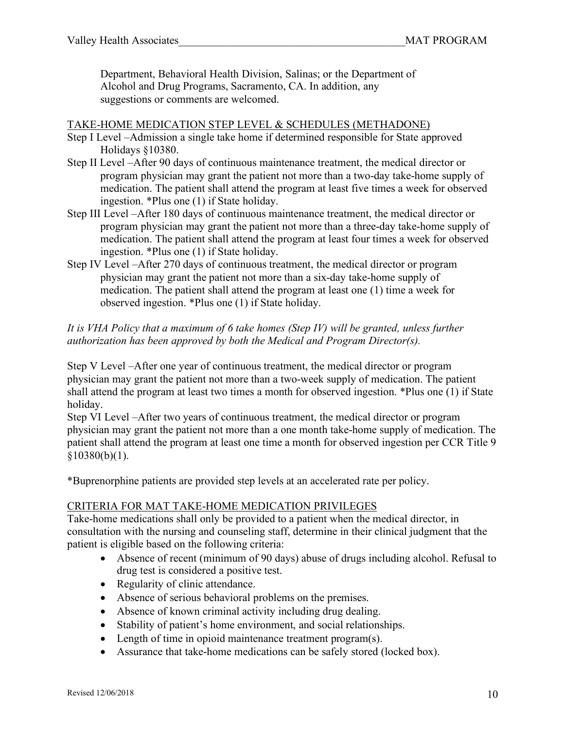Department, Behavioral Health Division, Salinas; or the Department of Alcohol and Drug Programs, Sacramento, CA. In addition, any suggestions or comments are welcomed.

## TAKE-HOME MEDICATION STEP LEVEL & SCHEDULES (METHADONE)

Step I Level –Admission a single take home if determined responsible for State approved Holidays §10380.

Step II Level –After 90 days of continuous maintenance treatment, the medical director or program physician may grant the patient not more than a two-day take-home supply of medication. The patient shall attend the program at least five times a week for observed ingestion. *Plus one (1) if State holiday.

Step III Level –After 180 days of continuous maintenance treatment, the medical director or program physician may grant the patient not more than a three-day take-home supply of medication. The patient shall attend the program at least four times a week for observed ingestion. *Plus one (1) if State holiday.

Step IV Level –After 270 days of continuous treatment, the medical director or program physician may grant the patient not more than a six-day take-home supply of medication. The patient shall attend the program at least one (1) time a week for observed ingestion. *Plus one (1) if State holiday.

*It is VHA Policy that a maximum of 6 take homes (Step IV) will be granted, unless further authorization has been approved by both the Medical and Program Director(s).*

Step V Level –After one year of continuous treatment, the medical director or program physician may grant the patient not more than a two-week supply of medication. The patient shall attend the program at least two times a month for observed ingestion. *Plus one (1) if State holiday.

Step VI Level –After two years of continuous treatment, the medical director or program physician may grant the patient not more than a one month take-home supply of medication. The patient shall attend the program at least one time a month for observed ingestion per CCR Title 9 §10380(b)(1).

*Buprenorphine patients are provided step levels at an accelerated rate per policy.

## CRITERIA FOR MAT TAKE-HOME MEDICATION PRIVILEGES

Take-home medications shall only be provided to a patient when the medical director, in consultation with the nursing and counseling staff, determine in their clinical judgment that the patient is eligible based on the following criteria:

- Absence of recent (minimum of 90 days) abuse of drugs including alcohol. Refusal to drug test is considered a positive test.
- Regularity of clinic attendance.
- Absence of serious behavioral problems on the premises.
- Absence of known criminal activity including drug dealing.
- Stability of patient's home environment, and social relationships.
- Length of time in opioid maintenance treatment program(s).
- Assurance that take-home medications can be safely stored (locked box).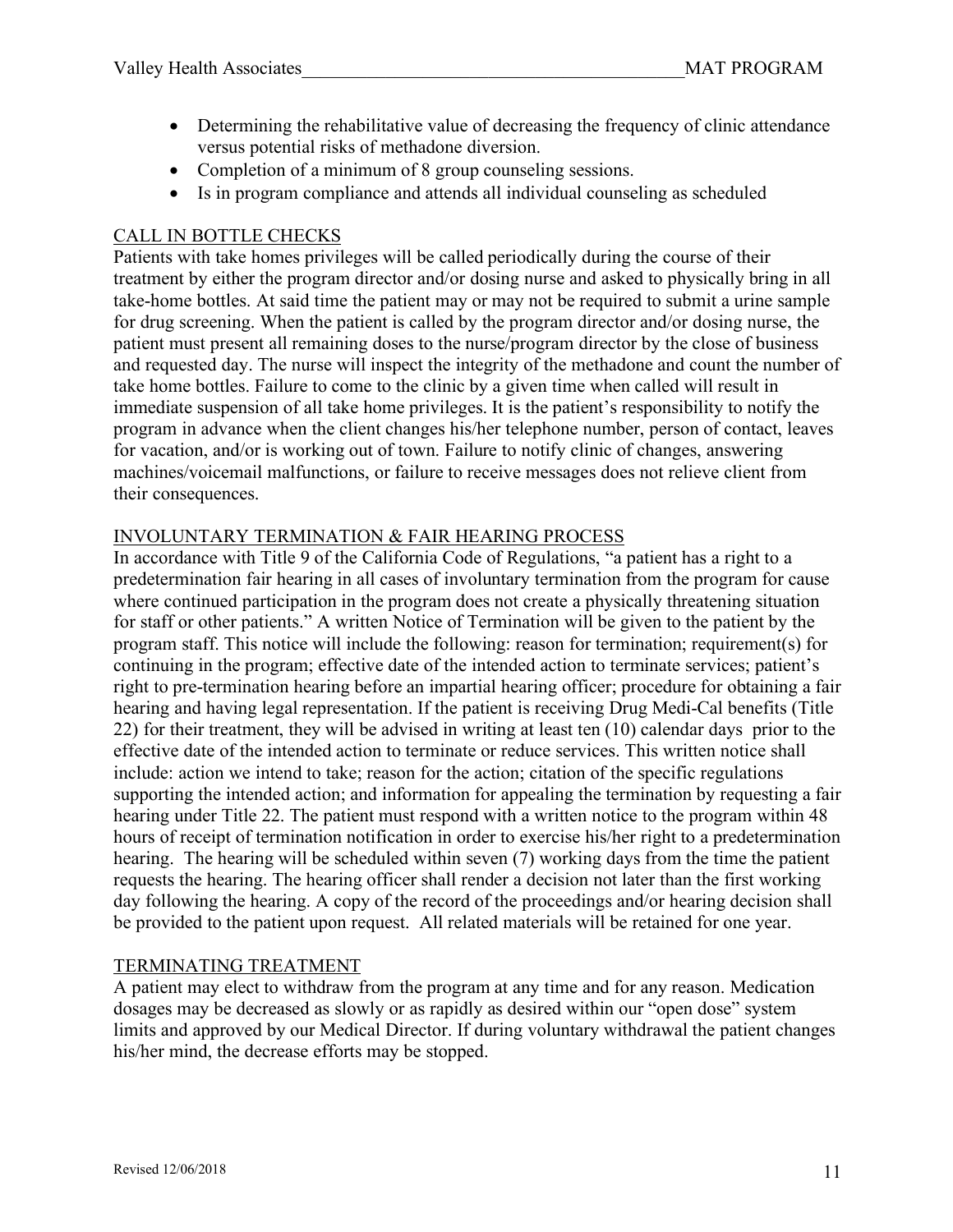- Determining the rehabilitative value of decreasing the frequency of clinic attendance versus potential risks of methadone diversion.
- Completion of a minimum of 8 group counseling sessions.
- Is in program compliance and attends all individual counseling as scheduled

## CALL IN BOTTLE CHECKS

Patients with take homes privileges will be called periodically during the course of their treatment by either the program director and/or dosing nurse and asked to physically bring in all take-home bottles. At said time the patient may or may not be required to submit a urine sample for drug screening. When the patient is called by the program director and/or dosing nurse, the patient must present all remaining doses to the nurse/program director by the close of business and requested day. The nurse will inspect the integrity of the methadone and count the number of take home bottles. Failure to come to the clinic by a given time when called will result in immediate suspension of all take home privileges. It is the patient's responsibility to notify the program in advance when the client changes his/her telephone number, person of contact, leaves for vacation, and/or is working out of town. Failure to notify clinic of changes, answering machines/voicemail malfunctions, or failure to receive messages does not relieve client from their consequences.

## INVOLUNTARY TERMINATION & FAIR HEARING PROCESS

In accordance with Title 9 of the California Code of Regulations, "a patient has a right to a predetermination fair hearing in all cases of involuntary termination from the program for cause where continued participation in the program does not create a physically threatening situation for staff or other patients." A written Notice of Termination will be given to the patient by the program staff. This notice will include the following: reason for termination; requirement(s) for continuing in the program; effective date of the intended action to terminate services; patient's right to pre-termination hearing before an impartial hearing officer; procedure for obtaining a fair hearing and having legal representation. If the patient is receiving Drug Medi-Cal benefits (Title 22) for their treatment, they will be advised in writing at least ten (10) calendar days prior to the effective date of the intended action to terminate or reduce services. This written notice shall include: action we intend to take; reason for the action; citation of the specific regulations supporting the intended action; and information for appealing the termination by requesting a fair hearing under Title 22. The patient must respond with a written notice to the program within 48 hours of receipt of termination notification in order to exercise his/her right to a predetermination hearing. The hearing will be scheduled within seven (7) working days from the time the patient requests the hearing. The hearing officer shall render a decision not later than the first working day following the hearing. A copy of the record of the proceedings and/or hearing decision shall be provided to the patient upon request. All related materials will be retained for one year.

## TERMINATING TREATMENT

A patient may elect to withdraw from the program at any time and for any reason. Medication dosages may be decreased as slowly or as rapidly as desired within our "open dose" system limits and approved by our Medical Director. If during voluntary withdrawal the patient changes his/her mind, the decrease efforts may be stopped.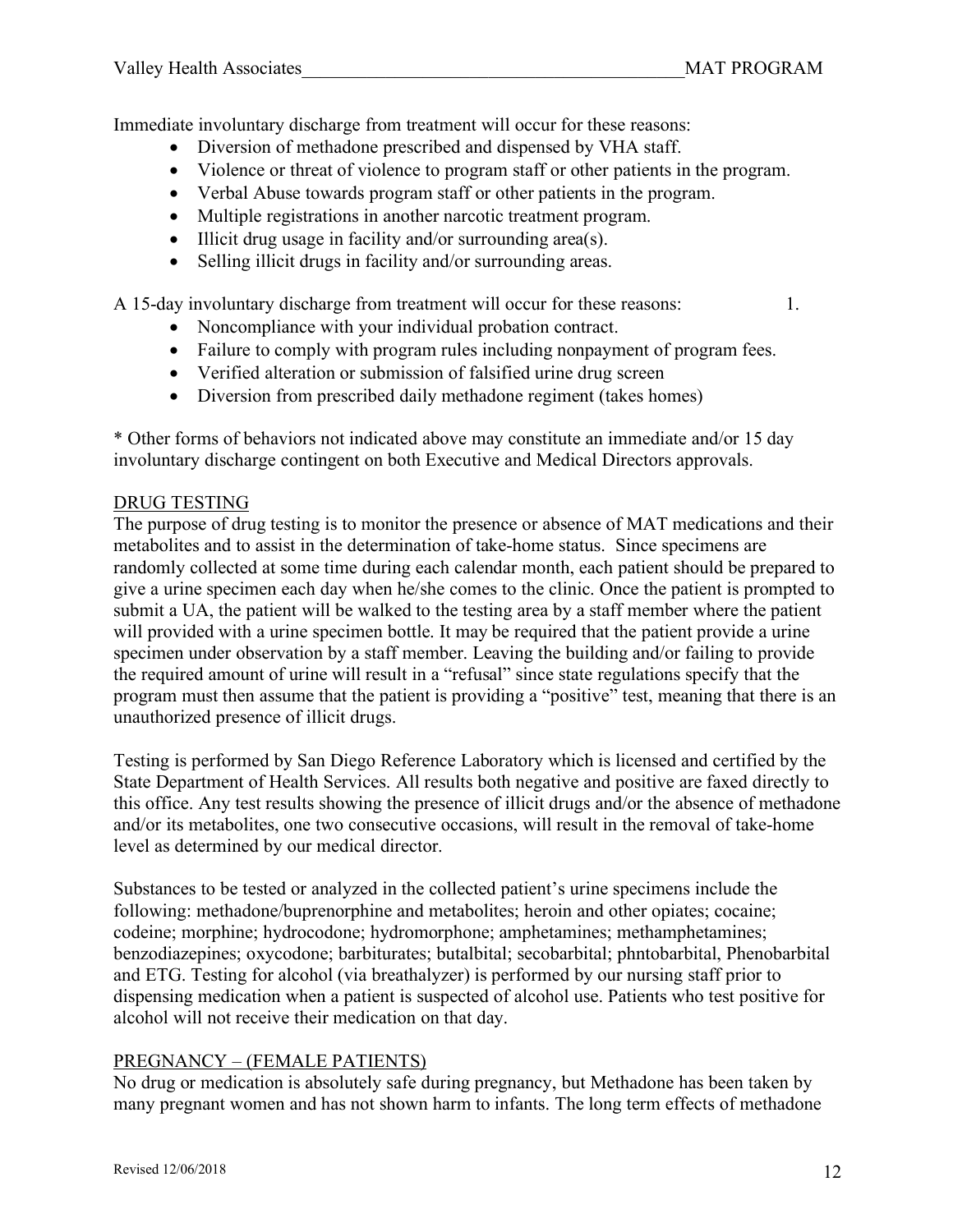Immediate involuntary discharge from treatment will occur for these reasons:

- Diversion of methadone prescribed and dispensed by VHA staff.
- Violence or threat of violence to program staff or other patients in the program.
- Verbal Abuse towards program staff or other patients in the program.
- Multiple registrations in another narcotic treatment program.
- Illicit drug usage in facility and/or surrounding area(s).
- Selling illicit drugs in facility and/or surrounding areas.

A 15-day involuntary discharge from treatment will occur for these reasons: 1.

- Noncompliance with your individual probation contract.
- Failure to comply with program rules including nonpayment of program fees.
- Verified alteration or submission of falsified urine drug screen
- Diversion from prescribed daily methadone regiment (takes homes)

* Other forms of behaviors not indicated above may constitute an immediate and/or 15 day involuntary discharge contingent on both Executive and Medical Directors approvals.

## DRUG TESTING

The purpose of drug testing is to monitor the presence or absence of MAT medications and their metabolites and to assist in the determination of take-home status. Since specimens are randomly collected at some time during each calendar month, each patient should be prepared to give a urine specimen each day when he/she comes to the clinic. Once the patient is prompted to submit a UA, the patient will be walked to the testing area by a staff member where the patient will provided with a urine specimen bottle. It may be required that the patient provide a urine specimen under observation by a staff member. Leaving the building and/or failing to provide the required amount of urine will result in a "refusal" since state regulations specify that the program must then assume that the patient is providing a "positive" test, meaning that there is an unauthorized presence of illicit drugs.

Testing is performed by San Diego Reference Laboratory which is licensed and certified by the State Department of Health Services. All results both negative and positive are faxed directly to this office. Any test results showing the presence of illicit drugs and/or the absence of methadone and/or its metabolites, one two consecutive occasions, will result in the removal of take-home level as determined by our medical director.

Substances to be tested or analyzed in the collected patient's urine specimens include the following: methadone/buprenorphine and metabolites; heroin and other opiates; cocaine; codeine; morphine; hydrocodone; hydromorphone; amphetamines; methamphetamines; benzodiazepines; oxycodone; barbiturates; butalbital; secobarbital; phntobarbital, Phenobarbital and ETG. Testing for alcohol (via breathalyzer) is performed by our nursing staff prior to dispensing medication when a patient is suspected of alcohol use. Patients who test positive for alcohol will not receive their medication on that day.

## PREGNANCY – (FEMALE PATIENTS)

No drug or medication is absolutely safe during pregnancy, but Methadone has been taken by many pregnant women and has not shown harm to infants. The long term effects of methadone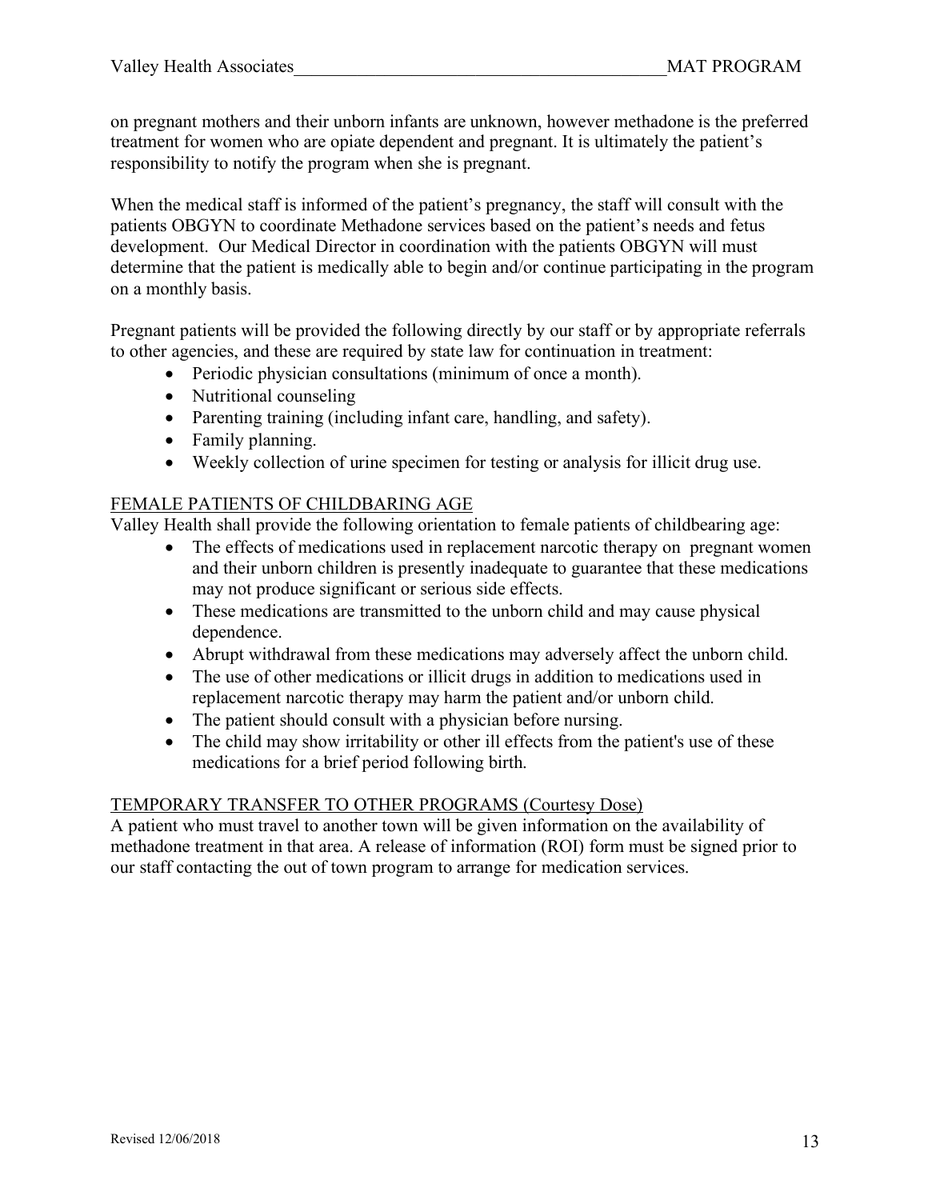on pregnant mothers and their unborn infants are unknown, however methadone is the preferred treatment for women who are opiate dependent and pregnant. It is ultimately the patient's responsibility to notify the program when she is pregnant.

When the medical staff is informed of the patient's pregnancy, the staff will consult with the patients OBGYN to coordinate Methadone services based on the patient's needs and fetus development. Our Medical Director in coordination with the patients OBGYN will must determine that the patient is medically able to begin and/or continue participating in the program on a monthly basis.

Pregnant patients will be provided the following directly by our staff or by appropriate referrals to other agencies, and these are required by state law for continuation in treatment:

- Periodic physician consultations (minimum of once a month).
- Nutritional counseling
- Parenting training (including infant care, handling, and safety).
- Family planning.
- Weekly collection of urine specimen for testing or analysis for illicit drug use.

<u>FEMALE PATIENTS OF CHILDBARING AGE</u>

Valley Health shall provide the following orientation to female patients of childbearing age:

- The effects of medications used in replacement narcotic therapy on pregnant women and their unborn children is presently inadequate to guarantee that these medications may not produce significant or serious side effects.
- These medications are transmitted to the unborn child and may cause physical dependence.
- Abrupt withdrawal from these medications may adversely affect the unborn child.
- The use of other medications or illicit drugs in addition to medications used in replacement narcotic therapy may harm the patient and/or unborn child.
- The patient should consult with a physician before nursing.
- The child may show irritability or other ill effects from the patient's use of these medications for a brief period following birth.

<u>TEMPORARY TRANSFER TO OTHER PROGRAMS (Courtesy Dose)</u>

A patient who must travel to another town will be given information on the availability of methadone treatment in that area. A release of information (ROI) form must be signed prior to our staff contacting the out of town program to arrange for medication services.

Revised 12/06/2018